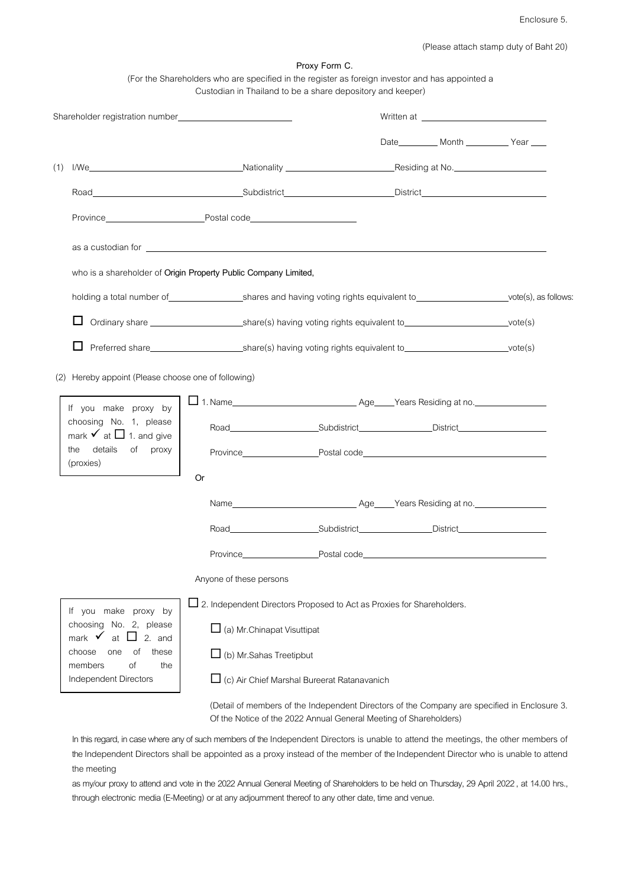Enclosure 5.

(Please attach stamp duty of Baht 20)

**Proxy Form C.**

(For the Shareholders who are specified in the register as foreign investor and has appointed a Custodian in Thailand to be a share depository and keeper)

Shareholder registration number\_\_\_\_\_\_\_\_\_\_\_\_\_\_\_\_\_\_\_\_ Written at \_\_\_\_\_\_\_\_\_\_\_\_\_\_\_\_\_\_\_\_

Date\_\_\_\_\_\_\_\_ Month \_\_\_\_\_\_\_\_ Year \_\_\_\_

(1) I/We\_\_\_\_\_\_\_\_\_\_\_\_\_\_\_\_\_\_\_\_Nationality \_\_\_\_\_\_\_\_\_\_\_\_\_\_\_\_\_\_\_\_Residing at No.\_\_\_\_\_\_\_\_\_\_\_\_\_\_\_\_\_\_\_\_

Road\_\_\_\_\_\_\_\_\_\_\_\_\_\_\_\_\_\_\_\_Subdistrict\_\_\_\_\_\_\_\_\_\_\_\_\_\_\_\_\_\_\_\_District\_\_\_\_\_\_\_\_\_\_\_\_\_\_\_\_\_\_\_\_

Province\_\_\_\_\_\_\_\_\_\_\_\_\_\_\_\_\_\_\_\_Postal code\_\_\_\_\_\_\_\_\_\_\_\_\_\_\_\_\_\_\_\_

as a custodian for \_\_\_\_\_\_\_\_\_\_\_\_\_\_\_\_\_\_\_\_\_\_\_\_\_\_\_\_\_\_\_\_\_\_\_\_\_\_\_\_

who is a shareholder of **Origin Property Public Company Limited,**

holding a total number of\_\_\_\_\_\_\_\_\_\_\_\_\_\_\_\_\_\_\_\_shares and having voting rights equivalent to\_\_\_\_\_\_\_\_\_\_\_\_\_\_\_\_\_\_\_\_vote(s), as follows:

☐ Ordinary share \_\_\_\_\_\_\_\_\_\_\_\_\_\_\_\_\_\_\_\_share(s) having voting rights equivalent to\_\_\_\_\_\_\_\_\_\_\_\_\_\_\_\_\_\_\_\_vote(s)

☐ Preferred share\_\_\_\_\_\_\_\_\_\_\_\_\_\_\_\_\_\_\_\_share(s) having voting rights equivalent to\_\_\_\_\_\_\_\_\_\_\_\_\_\_\_\_\_\_\_\_vote(s)

(2) Hereby appoint (Please choose one of following)

> If you make proxy by choosing No. 1, please mark ✓ at ☐ 1. and give the details of proxy (proxies)

☐ 1. Name\_\_\_\_\_\_\_\_\_\_\_\_\_\_\_\_\_\_\_\_ Age\_\_\_\_Years Residing at no.\_\_\_\_\_\_\_\_\_\_\_\_\_\_\_\_\_\_\_\_

Road\_\_\_\_\_\_\_\_\_\_\_\_\_\_\_\_\_\_\_\_Subdistrict\_\_\_\_\_\_\_\_\_\_\_\_\_\_\_\_\_\_\_\_District\_\_\_\_\_\_\_\_\_\_\_\_\_\_\_\_\_\_\_\_

Province\_\_\_\_\_\_\_\_\_\_\_\_\_\_\_\_\_\_\_\_Postal code\_\_\_\_\_\_\_\_\_\_\_\_\_\_\_\_\_\_\_\_

Or

Name\_\_\_\_\_\_\_\_\_\_\_\_\_\_\_\_\_\_\_\_ Age\_\_\_\_Years Residing at no.\_\_\_\_\_\_\_\_\_\_\_\_\_\_\_\_\_\_\_\_

Road\_\_\_\_\_\_\_\_\_\_\_\_\_\_\_\_\_\_\_\_Subdistrict\_\_\_\_\_\_\_\_\_\_\_\_\_\_\_\_\_\_\_\_District\_\_\_\_\_\_\_\_\_\_\_\_\_\_\_\_\_\_\_\_

Province\_\_\_\_\_\_\_\_\_\_\_\_\_\_\_\_\_\_\_\_Postal code\_\_\_\_\_\_\_\_\_\_\_\_\_\_\_\_\_\_\_\_

Anyone of these persons

> If you make proxy by choosing No. 2, please mark ✓ at ☐ 2. and choose one of these members of the Independent Directors

☐ 2. Independent Directors Proposed to Act as Proxies for Shareholders.

☐ (a) Mr.Chinapat Visuttipat

☐ (b) Mr.Sahas Treetipbut

☐ (c) Air Chief Marshal Bureerat Ratanavanich

(Detail of members of the Independent Directors of the Company are specified in Enclosure 3. Of the Notice of the 2022 Annual General Meeting of Shareholders)

In this regard, in case where any of such members of the Independent Directors is unable to attend the meetings, the other members of the Independent Directors shall be appointed as a proxy instead of the member of the Independent Director who is unable to attend the meeting

as my/our proxy to attend and vote in the 2022 Annual General Meeting of Shareholders to be held on Thursday, 29 April 2022 , at 14.00 hrs., through electronic media (E-Meeting) or at any adjournment thereof to any other date, time and venue.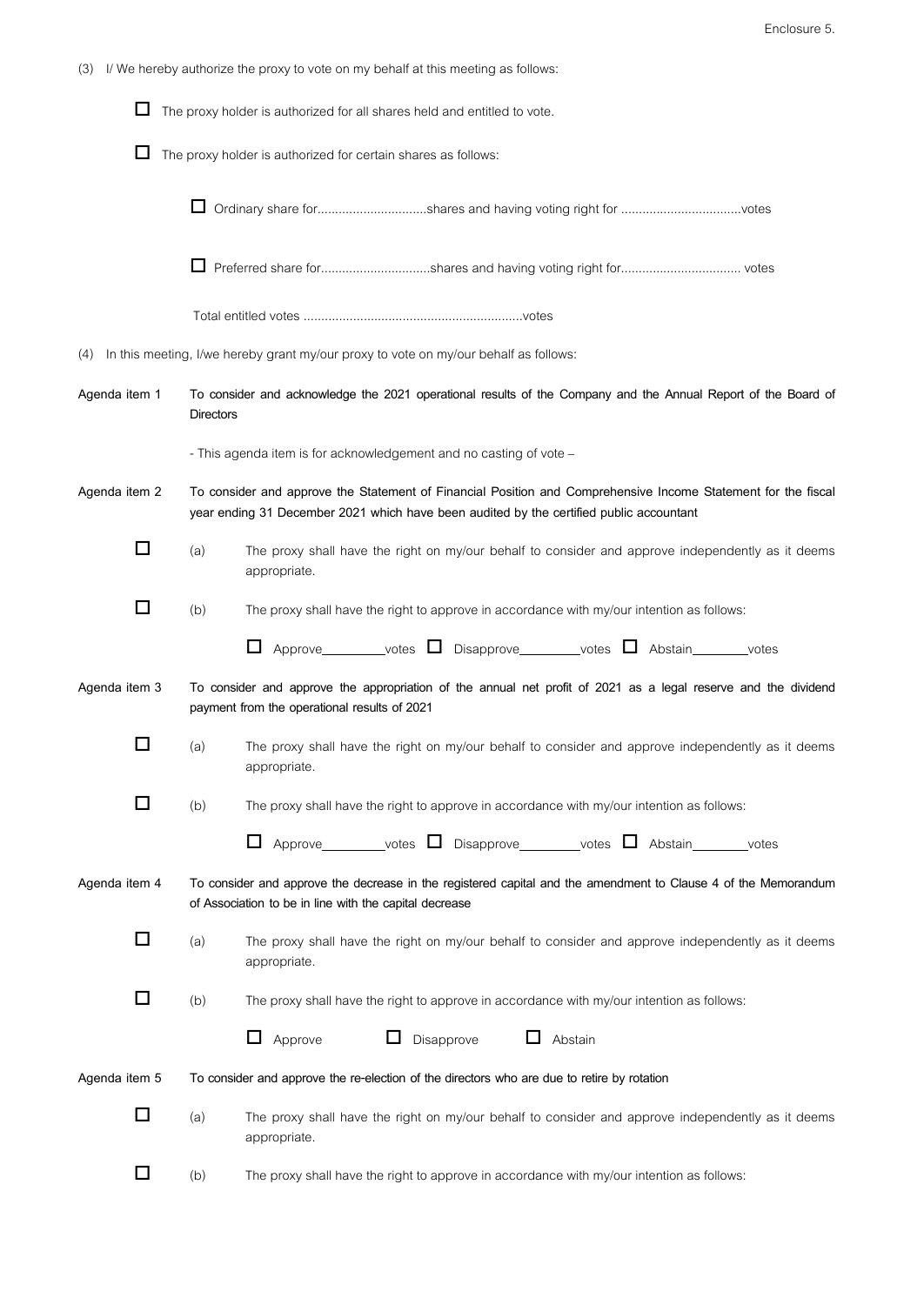Enclosure 5.

(3) I/ We hereby authorize the proxy to vote on my behalf at this meeting as follows:

☐ The proxy holder is authorized for all shares held and entitled to vote.

☐ The proxy holder is authorized for certain shares as follows:

☐ Ordinary share for...............................shares and having voting right for ..................................votes

☐ Preferred share for...............................shares and having voting right for.................................. votes

Total entitled votes ..............................................................votes

(4) In this meeting, I/we hereby grant my/our proxy to vote on my/our behalf as follows:

**Agenda item 1** **To consider and acknowledge the 2021 operational results of the Company and the Annual Report of the Board of Directors**

- This agenda item is for acknowledgement and no casting of vote –

**Agenda item 2** **To consider and approve the Statement of Financial Position and Comprehensive Income Statement for the fiscal year ending 31 December 2021 which have been audited by the certified public accountant**

☐ (a) The proxy shall have the right on my/our behalf to consider and approve independently as it deems appropriate.

☐ (b) The proxy shall have the right to approve in accordance with my/our intention as follows:

☐ Approve_________votes ☐ Disapprove_________votes ☐ Abstain________votes

**Agenda item 3** **To consider and approve the appropriation of the annual net profit of 2021 as a legal reserve and the dividend payment from the operational results of 2021**

☐ (a) The proxy shall have the right on my/our behalf to consider and approve independently as it deems appropriate.

☐ (b) The proxy shall have the right to approve in accordance with my/our intention as follows:

☐ Approve_________votes ☐ Disapprove_________votes ☐ Abstain________votes

**Agenda item 4** **To consider and approve the decrease in the registered capital and the amendment to Clause 4 of the Memorandum of Association to be in line with the capital decrease**

☐ (a) The proxy shall have the right on my/our behalf to consider and approve independently as it deems appropriate.

☐ (b) The proxy shall have the right to approve in accordance with my/our intention as follows:

☐ Approve ☐ Disapprove ☐ Abstain

**Agenda item 5** **To consider and approve the re-election of the directors who are due to retire by rotation**

☐ (a) The proxy shall have the right on my/our behalf to consider and approve independently as it deems appropriate.

☐ (b) The proxy shall have the right to approve in accordance with my/our intention as follows: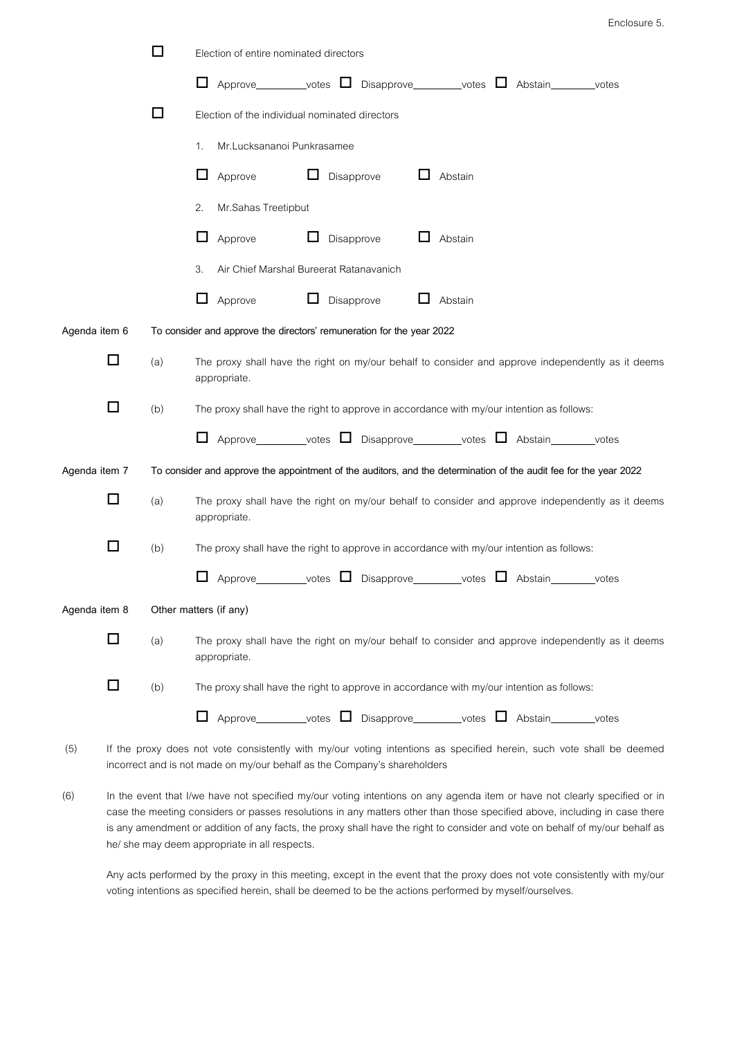☐ Election of entire nominated directors

☐ Approve________votes ☐ Disapprove________votes ☐ Abstain________votes

☐ Election of the individual nominated directors

1. Mr.Lucksananoi Punkrasamee

☐ Approve ☐ Disapprove ☐ Abstain

2. Mr.Sahas Treetipbut

☐ Approve ☐ Disapprove ☐ Abstain

3. Air Chief Marshal Bureerat Ratanavanich

☐ Approve ☐ Disapprove ☐ Abstain

**Agenda item 6 To consider and approve the directors' remuneration for the year 2022**

☐ (a) The proxy shall have the right on my/our behalf to consider and approve independently as it deems appropriate.

☐ (b) The proxy shall have the right to approve in accordance with my/our intention as follows:

☐ Approve________votes ☐ Disapprove________votes ☐ Abstain________votes

**Agenda item 7 To consider and approve the appointment of the auditors, and the determination of the audit fee for the year 2022**

☐ (a) The proxy shall have the right on my/our behalf to consider and approve independently as it deems appropriate.

☐ (b) The proxy shall have the right to approve in accordance with my/our intention as follows:

☐ Approve________votes ☐ Disapprove________votes ☐ Abstain________votes

**Agenda item 8** Other matters (if any)

☐ (a) The proxy shall have the right on my/our behalf to consider and approve independently as it deems appropriate.

☐ (b) The proxy shall have the right to approve in accordance with my/our intention as follows:

☐ Approve________votes ☐ Disapprove________votes ☐ Abstain________votes

(5) If the proxy does not vote consistently with my/our voting intentions as specified herein, such vote shall be deemed incorrect and is not made on my/our behalf as the Company's shareholders

(6) In the event that I/we have not specified my/our voting intentions on any agenda item or have not clearly specified or in case the meeting considers or passes resolutions in any matters other than those specified above, including in case there is any amendment or addition of any facts, the proxy shall have the right to consider and vote on behalf of my/our behalf as he/ she may deem appropriate in all respects.

Any acts performed by the proxy in this meeting, except in the event that the proxy does not vote consistently with my/our voting intentions as specified herein, shall be deemed to be the actions performed by myself/ourselves.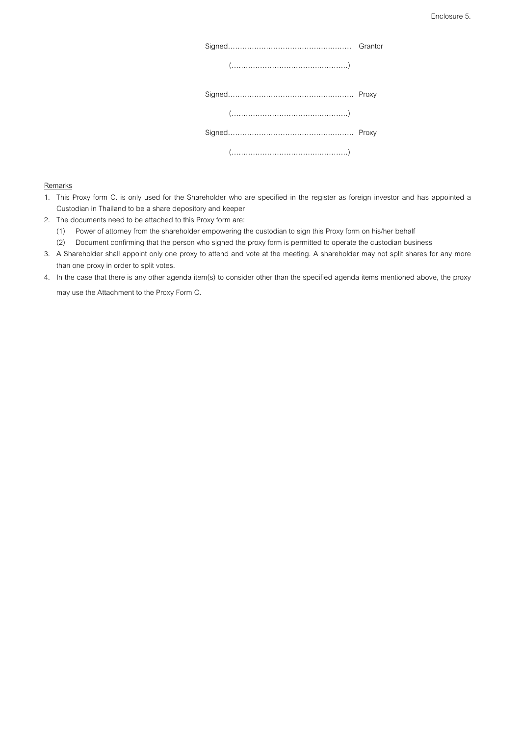Enclosure 5.

Signed…………………………………………… Grantor

(…………………………………………)

Signed…………………………………………… Proxy

(…………………………………………)

Signed…………………………………………… Proxy

(…………………………………………)

Remarks

1. This Proxy form C. is only used for the Shareholder who are specified in the register as foreign investor and has appointed a Custodian in Thailand to be a share depository and keeper
2. The documents need to be attached to this Proxy form are:
   (1) Power of attorney from the shareholder empowering the custodian to sign this Proxy form on his/her behalf
   (2) Document confirming that the person who signed the proxy form is permitted to operate the custodian business
3. A Shareholder shall appoint only one proxy to attend and vote at the meeting. A shareholder may not split shares for any more than one proxy in order to split votes.
4. In the case that there is any other agenda item(s) to consider other than the specified agenda items mentioned above, the proxy may use the Attachment to the Proxy Form C.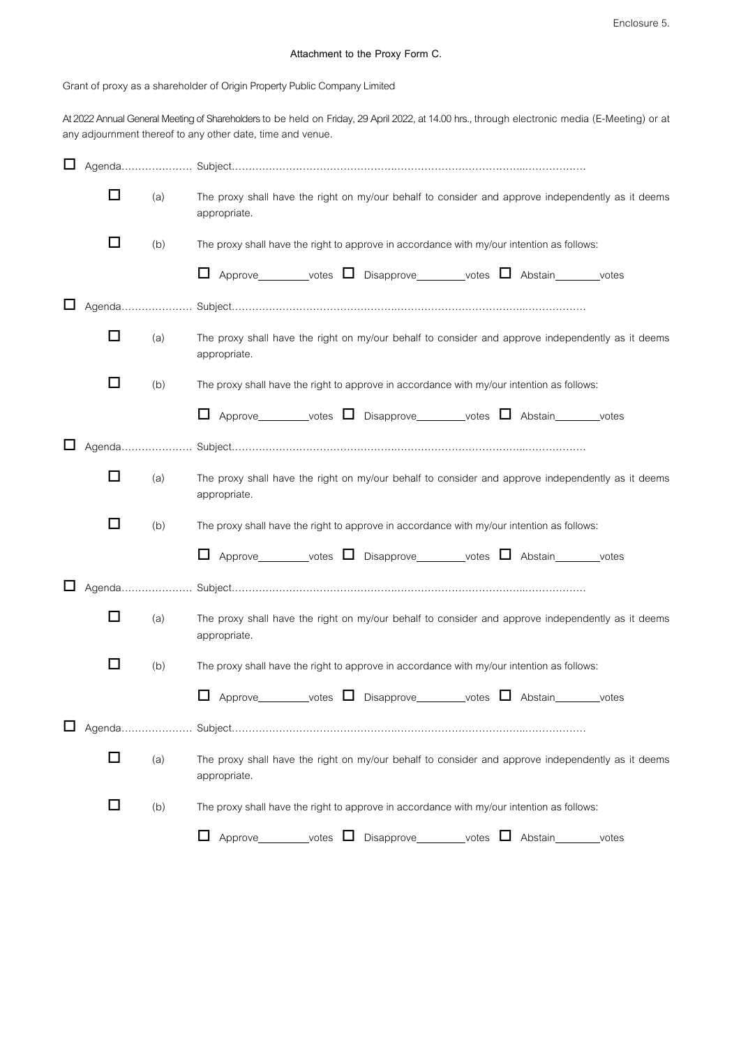Enclosure 5.

**Attachment to the Proxy Form C.**

Grant of proxy as a shareholder of Origin Property Public Company Limited

At 2022 Annual General Meeting of Shareholders to be held on Friday, 29 April 2022, at 14.00 hrs., through electronic media (E-Meeting) or at any adjournment thereof to any other date, time and venue.

☐ Agenda………………… Subject……………………………………………………………………………………

- ☐ (a) The proxy shall have the right on my/our behalf to consider and approve independently as it deems appropriate.
- ☐ (b) The proxy shall have the right to approve in accordance with my/our intention as follows:

  ☐ Approve________votes ☐ Disapprove________votes ☐ Abstain________votes

☐ Agenda………………… Subject……………………………………………………………………………………

- ☐ (a) The proxy shall have the right on my/our behalf to consider and approve independently as it deems appropriate.
- ☐ (b) The proxy shall have the right to approve in accordance with my/our intention as follows:

  ☐ Approve________votes ☐ Disapprove________votes ☐ Abstain________votes

☐ Agenda………………… Subject……………………………………………………………………………………

- ☐ (a) The proxy shall have the right on my/our behalf to consider and approve independently as it deems appropriate.
- ☐ (b) The proxy shall have the right to approve in accordance with my/our intention as follows:

  ☐ Approve________votes ☐ Disapprove________votes ☐ Abstain________votes

☐ Agenda………………… Subject……………………………………………………………………………………

- ☐ (a) The proxy shall have the right on my/our behalf to consider and approve independently as it deems appropriate.
- ☐ (b) The proxy shall have the right to approve in accordance with my/our intention as follows:

  ☐ Approve________votes ☐ Disapprove________votes ☐ Abstain________votes

☐ Agenda………………… Subject……………………………………………………………………………………

- ☐ (a) The proxy shall have the right on my/our behalf to consider and approve independently as it deems appropriate.
- ☐ (b) The proxy shall have the right to approve in accordance with my/our intention as follows:

  ☐ Approve________votes ☐ Disapprove________votes ☐ Abstain________votes